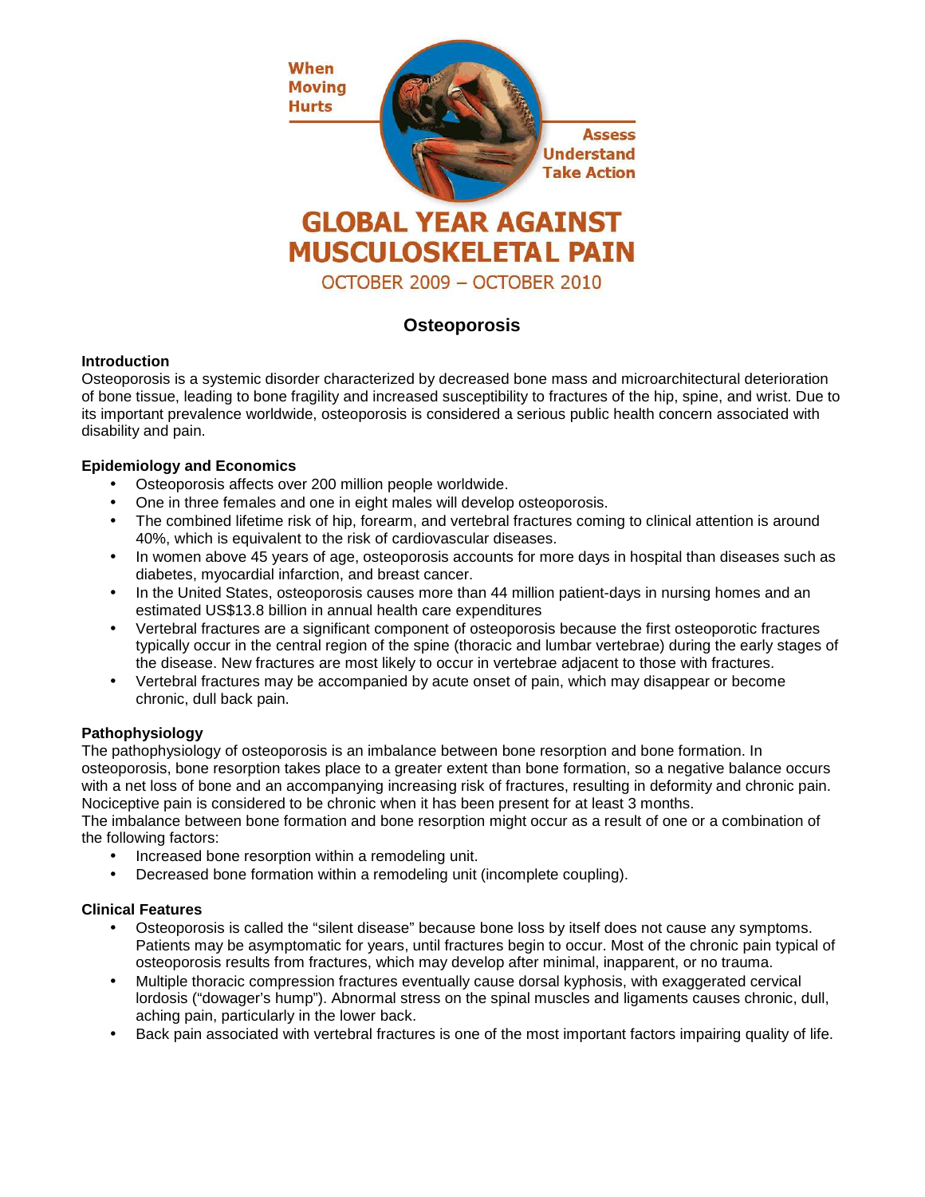When Moving Hurts

Assess Understand Take Action

# GLOBAL YEAR AGAINST MUSCULOSKELETAL PAIN

OCTOBER 2009 – OCTOBER 2010

## Osteoporosis

### Introduction

Osteoporosis is a systemic disorder characterized by decreased bone mass and microarchitectural deterioration of bone tissue, leading to bone fragility and increased susceptibility to fractures of the hip, spine, and wrist. Due to its important prevalence worldwide, osteoporosis is considered a serious public health concern associated with disability and pain.

### Epidemiology and Economics

- Osteoporosis affects over 200 million people worldwide.
- One in three females and one in eight males will develop osteoporosis.
- The combined lifetime risk of hip, forearm, and vertebral fractures coming to clinical attention is around 40%, which is equivalent to the risk of cardiovascular diseases.
- In women above 45 years of age, osteoporosis accounts for more days in hospital than diseases such as diabetes, myocardial infarction, and breast cancer.
- In the United States, osteoporosis causes more than 44 million patient-days in nursing homes and an estimated US$13.8 billion in annual health care expenditures
- Vertebral fractures are a significant component of osteoporosis because the first osteoporotic fractures typically occur in the central region of the spine (thoracic and lumbar vertebrae) during the early stages of the disease. New fractures are most likely to occur in vertebrae adjacent to those with fractures.
- Vertebral fractures may be accompanied by acute onset of pain, which may disappear or become chronic, dull back pain.

### Pathophysiology

The pathophysiology of osteoporosis is an imbalance between bone resorption and bone formation. In osteoporosis, bone resorption takes place to a greater extent than bone formation, so a negative balance occurs with a net loss of bone and an accompanying increasing risk of fractures, resulting in deformity and chronic pain. Nociceptive pain is considered to be chronic when it has been present for at least 3 months.
The imbalance between bone formation and bone resorption might occur as a result of one or a combination of the following factors:

- Increased bone resorption within a remodeling unit.
- Decreased bone formation within a remodeling unit (incomplete coupling).

### Clinical Features

- Osteoporosis is called the "silent disease" because bone loss by itself does not cause any symptoms. Patients may be asymptomatic for years, until fractures begin to occur. Most of the chronic pain typical of osteoporosis results from fractures, which may develop after minimal, inapparent, or no trauma.
- Multiple thoracic compression fractures eventually cause dorsal kyphosis, with exaggerated cervical lordosis ("dowager's hump"). Abnormal stress on the spinal muscles and ligaments causes chronic, dull, aching pain, particularly in the lower back.
- Back pain associated with vertebral fractures is one of the most important factors impairing quality of life.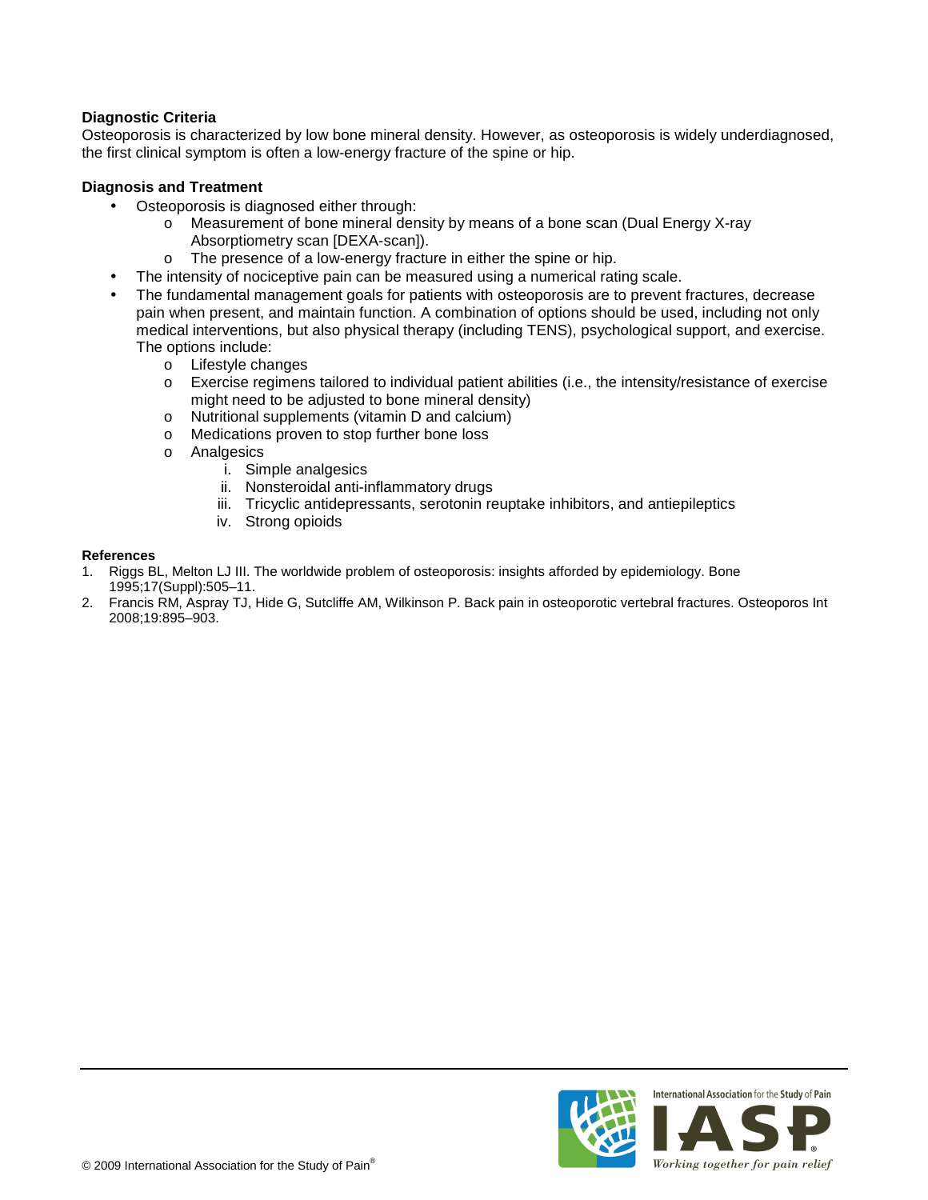### Diagnostic Criteria

Osteoporosis is characterized by low bone mineral density. However, as osteoporosis is widely underdiagnosed, the first clinical symptom is often a low-energy fracture of the spine or hip.

### Diagnosis and Treatment

- Osteoporosis is diagnosed either through:
  - Measurement of bone mineral density by means of a bone scan (Dual Energy X-ray Absorptiometry scan [DEXA-scan]).
  - The presence of a low-energy fracture in either the spine or hip.
- The intensity of nociceptive pain can be measured using a numerical rating scale.
- The fundamental management goals for patients with osteoporosis are to prevent fractures, decrease pain when present, and maintain function. A combination of options should be used, including not only medical interventions, but also physical therapy (including TENS), psychological support, and exercise. The options include:
  - Lifestyle changes
  - Exercise regimens tailored to individual patient abilities (i.e., the intensity/resistance of exercise might need to be adjusted to bone mineral density)
  - Nutritional supplements (vitamin D and calcium)
  - Medications proven to stop further bone loss
  - Analgesics
    1. Simple analgesics
    2. Nonsteroidal anti-inflammatory drugs
    3. Tricyclic antidepressants, serotonin reuptake inhibitors, and antiepileptics
    4. Strong opioids

### References

1. Riggs BL, Melton LJ III. The worldwide problem of osteoporosis: insights afforded by epidemiology. Bone 1995;17(Suppl):505–11.
2. Francis RM, Aspray TJ, Hide G, Sutcliffe AM, Wilkinson P. Back pain in osteoporotic vertebral fractures. Osteoporos Int 2008;19:895–903.

© 2009 International Association for the Study of Pain®

International Association for the Study of Pain
IASP
Working together for pain relief